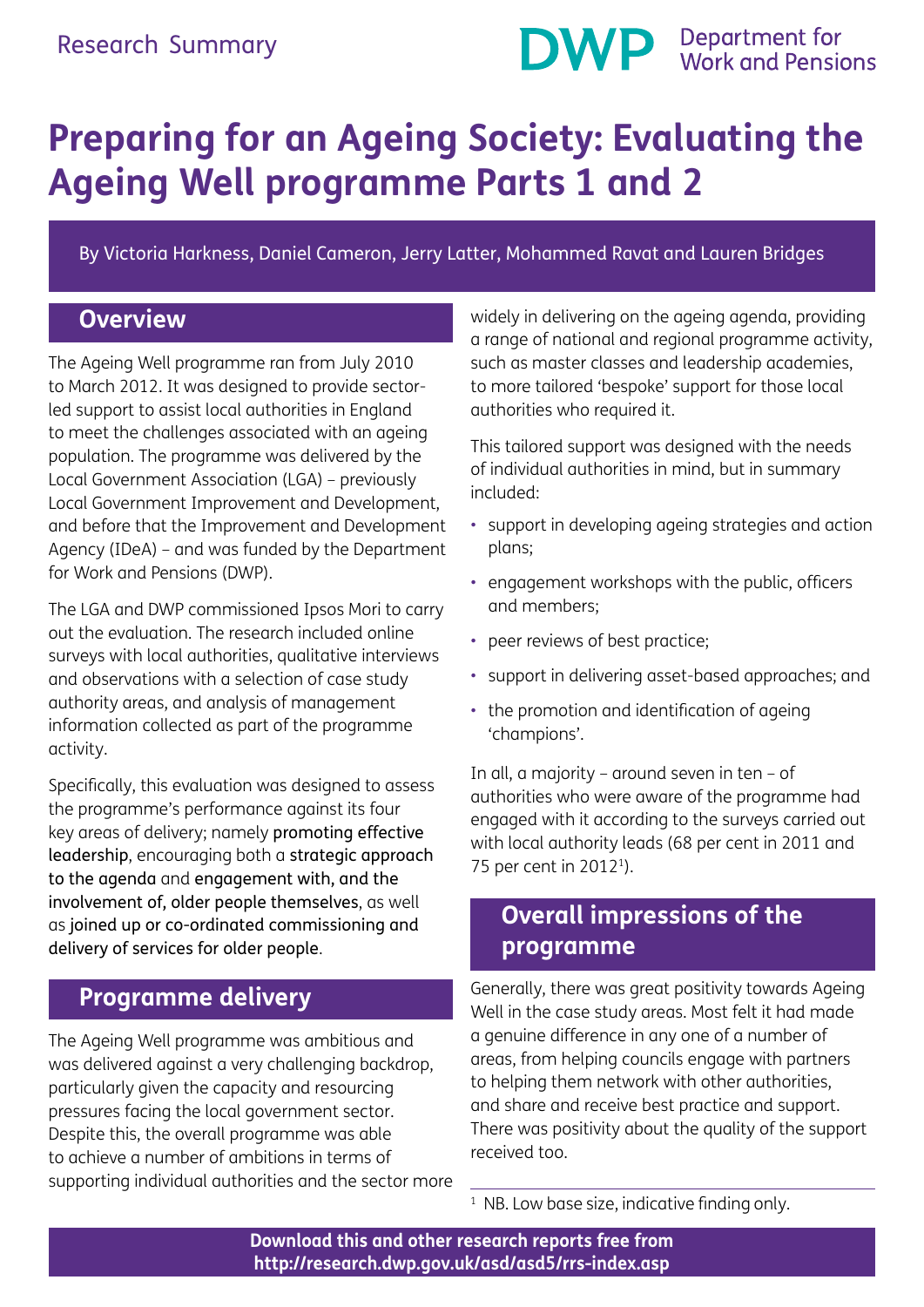Research Summary

# Preparing for an Ageing Society: Evaluating the Ageing Well programme Parts 1 and 2

By Victoria Harkness, Daniel Cameron, Jerry Latter, Mohammed Ravat and Lauren Bridges

## Overview

The Ageing Well programme ran from July 2010 to March 2012. It was designed to provide sector-led support to assist local authorities in England to meet the challenges associated with an ageing population. The programme was delivered by the Local Government Association (LGA) – previously Local Government Improvement and Development, and before that the Improvement and Development Agency (IDeA) – and was funded by the Department for Work and Pensions (DWP).

The LGA and DWP commissioned Ipsos Mori to carry out the evaluation. The research included online surveys with local authorities, qualitative interviews and observations with a selection of case study authority areas, and analysis of management information collected as part of the programme activity.

Specifically, this evaluation was designed to assess the programme's performance against its four key areas of delivery; namely promoting effective leadership, encouraging both a strategic approach to the agenda and engagement with, and the involvement of, older people themselves, as well as joined up or co-ordinated commissioning and delivery of services for older people.

## Programme delivery

The Ageing Well programme was ambitious and was delivered against a very challenging backdrop, particularly given the capacity and resourcing pressures facing the local government sector. Despite this, the overall programme was able to achieve a number of ambitions in terms of supporting individual authorities and the sector more widely in delivering on the ageing agenda, providing a range of national and regional programme activity, such as master classes and leadership academies, to more tailored 'bespoke' support for those local authorities who required it.

This tailored support was designed with the needs of individual authorities in mind, but in summary included:

- support in developing ageing strategies and action plans;
- engagement workshops with the public, officers and members;
- peer reviews of best practice;
- support in delivering asset-based approaches; and
- the promotion and identification of ageing 'champions'.

In all, a majority – around seven in ten – of authorities who were aware of the programme had engaged with it according to the surveys carried out with local authority leads (68 per cent in 2011 and 75 per cent in 2012[1]).

## Overall impressions of the programme

Generally, there was great positivity towards Ageing Well in the case study areas. Most felt it had made a genuine difference in any one of a number of areas, from helping councils engage with partners to helping them network with other authorities, and share and receive best practice and support. There was positivity about the quality of the support received too.

[1] NB. Low base size, indicative finding only.

**Download this and other research reports free from http://research.dwp.gov.uk/asd/asd5/rrs-index.asp**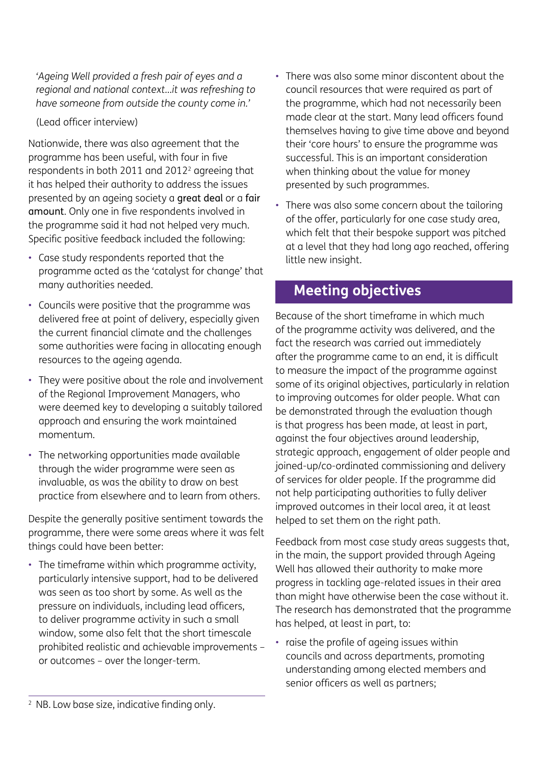*'Ageing Well provided a fresh pair of eyes and a regional and national context...it was refreshing to have someone from outside the county come in.'*

(Lead officer interview)

Nationwide, there was also agreement that the programme has been useful, with four in five respondents in both 2011 and 2012[2] agreeing that it has helped their authority to address the issues presented by an ageing society a **great deal** or a **fair amount**. Only one in five respondents involved in the programme said it had not helped very much. Specific positive feedback included the following:

- Case study respondents reported that the programme acted as the 'catalyst for change' that many authorities needed.
- Councils were positive that the programme was delivered free at point of delivery, especially given the current financial climate and the challenges some authorities were facing in allocating enough resources to the ageing agenda.
- They were positive about the role and involvement of the Regional Improvement Managers, who were deemed key to developing a suitably tailored approach and ensuring the work maintained momentum.
- The networking opportunities made available through the wider programme were seen as invaluable, as was the ability to draw on best practice from elsewhere and to learn from others.

Despite the generally positive sentiment towards the programme, there were some areas where it was felt things could have been better:

- The timeframe within which programme activity, particularly intensive support, had to be delivered was seen as too short by some. As well as the pressure on individuals, including lead officers, to deliver programme activity in such a small window, some also felt that the short timescale prohibited realistic and achievable improvements – or outcomes – over the longer-term.
- There was also some minor discontent about the council resources that were required as part of the programme, which had not necessarily been made clear at the start. Many lead officers found themselves having to give time above and beyond their 'core hours' to ensure the programme was successful. This is an important consideration when thinking about the value for money presented by such programmes.
- There was also some concern about the tailoring of the offer, particularly for one case study area, which felt that their bespoke support was pitched at a level that they had long ago reached, offering little new insight.

## Meeting objectives

Because of the short timeframe in which much of the programme activity was delivered, and the fact the research was carried out immediately after the programme came to an end, it is difficult to measure the impact of the programme against some of its original objectives, particularly in relation to improving outcomes for older people. What can be demonstrated through the evaluation though is that progress has been made, at least in part, against the four objectives around leadership, strategic approach, engagement of older people and joined-up/co-ordinated commissioning and delivery of services for older people. If the programme did not help participating authorities to fully deliver improved outcomes in their local area, it at least helped to set them on the right path.

Feedback from most case study areas suggests that, in the main, the support provided through Ageing Well has allowed their authority to make more progress in tackling age-related issues in their area than might have otherwise been the case without it. The research has demonstrated that the programme has helped, at least in part, to:

- raise the profile of ageing issues within councils and across departments, promoting understanding among elected members and senior officers as well as partners;

[2] NB. Low base size, indicative finding only.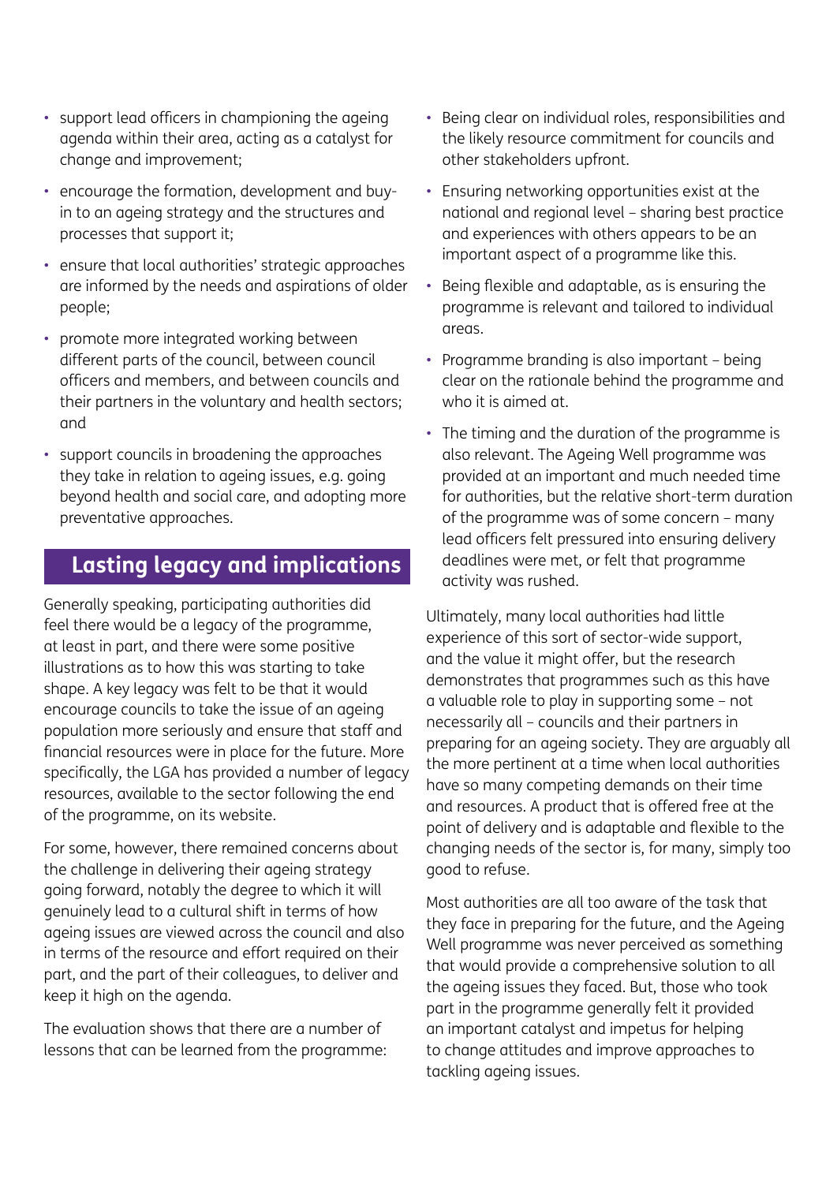- support lead officers in championing the ageing agenda within their area, acting as a catalyst for change and improvement;
- encourage the formation, development and buy-in to an ageing strategy and the structures and processes that support it;
- ensure that local authorities' strategic approaches are informed by the needs and aspirations of older people;
- promote more integrated working between different parts of the council, between council officers and members, and between councils and their partners in the voluntary and health sectors; and
- support councils in broadening the approaches they take in relation to ageing issues, e.g. going beyond health and social care, and adopting more preventative approaches.

## Lasting legacy and implications

Generally speaking, participating authorities did feel there would be a legacy of the programme, at least in part, and there were some positive illustrations as to how this was starting to take shape. A key legacy was felt to be that it would encourage councils to take the issue of an ageing population more seriously and ensure that staff and financial resources were in place for the future. More specifically, the LGA has provided a number of legacy resources, available to the sector following the end of the programme, on its website.

For some, however, there remained concerns about the challenge in delivering their ageing strategy going forward, notably the degree to which it will genuinely lead to a cultural shift in terms of how ageing issues are viewed across the council and also in terms of the resource and effort required on their part, and the part of their colleagues, to deliver and keep it high on the agenda.

The evaluation shows that there are a number of lessons that can be learned from the programme:

- Being clear on individual roles, responsibilities and the likely resource commitment for councils and other stakeholders upfront.
- Ensuring networking opportunities exist at the national and regional level – sharing best practice and experiences with others appears to be an important aspect of a programme like this.
- Being flexible and adaptable, as is ensuring the programme is relevant and tailored to individual areas.
- Programme branding is also important – being clear on the rationale behind the programme and who it is aimed at.
- The timing and the duration of the programme is also relevant. The Ageing Well programme was provided at an important and much needed time for authorities, but the relative short-term duration of the programme was of some concern – many lead officers felt pressured into ensuring delivery deadlines were met, or felt that programme activity was rushed.

Ultimately, many local authorities had little experience of this sort of sector-wide support, and the value it might offer, but the research demonstrates that programmes such as this have a valuable role to play in supporting some – not necessarily all – councils and their partners in preparing for an ageing society. They are arguably all the more pertinent at a time when local authorities have so many competing demands on their time and resources. A product that is offered free at the point of delivery and is adaptable and flexible to the changing needs of the sector is, for many, simply too good to refuse.

Most authorities are all too aware of the task that they face in preparing for the future, and the Ageing Well programme was never perceived as something that would provide a comprehensive solution to all the ageing issues they faced. But, those who took part in the programme generally felt it provided an important catalyst and impetus for helping to change attitudes and improve approaches to tackling ageing issues.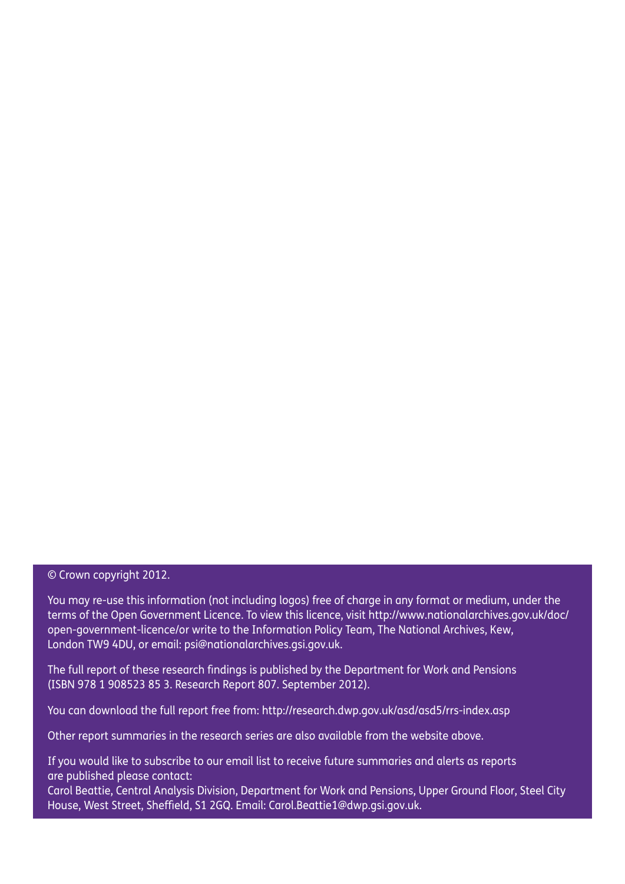© Crown copyright 2012.

You may re-use this information (not including logos) free of charge in any format or medium, under the terms of the Open Government Licence. To view this licence, visit http://www.nationalarchives.gov.uk/doc/open-government-licence/or write to the Information Policy Team, The National Archives, Kew, London TW9 4DU, or email: psi@nationalarchives.gsi.gov.uk.

The full report of these research findings is published by the Department for Work and Pensions (ISBN 978 1 908523 85 3. Research Report 807. September 2012).

You can download the full report free from: http://research.dwp.gov.uk/asd/asd5/rrs-index.asp

Other report summaries in the research series are also available from the website above.

If you would like to subscribe to our email list to receive future summaries and alerts as reports are published please contact:
Carol Beattie, Central Analysis Division, Department for Work and Pensions, Upper Ground Floor, Steel City House, West Street, Sheffield, S1 2GQ. Email: Carol.Beattie1@dwp.gsi.gov.uk.